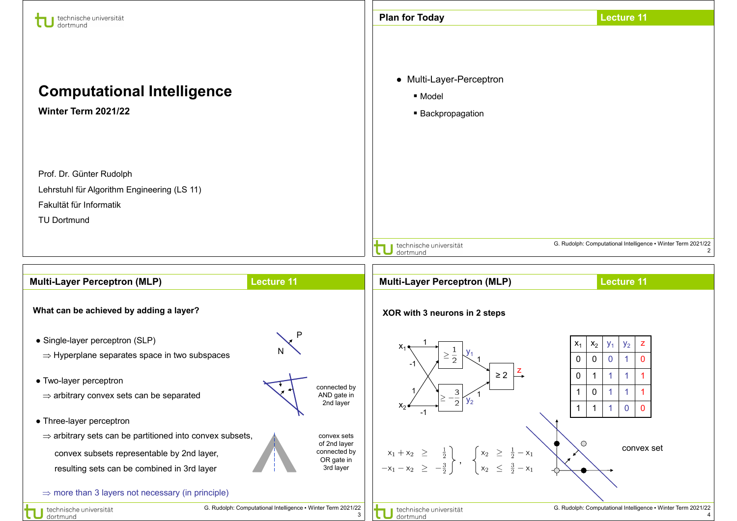# Computational Intelligence

**Winter Term 2021/22**

Prof. Dr. Günter Rudolph

Lehrstuhl für Algorithm Engineering (LS 11)

Fakultät für Informatik

TU Dortmund

---

## Plan for Today

- Multi-Layer-Perceptron
  - Model
  - Backpropagation

---

## Multi-Layer Perceptron (MLP)

**What can be achieved by adding a layer?**

- Single-layer perceptron (SLP)
  - ⇒ Hyperplane separates space in two subspaces
- Two-layer perceptron
  - ⇒ arbitrary convex sets can be separated

  connected by AND gate in 2nd layer
- Three-layer perceptron
  - ⇒ arbitrary sets can be partitioned into convex subsets, convex subsets representable by 2nd layer, resulting sets can be combined in 3rd layer

  convex sets of 2nd layer connected by OR gate in 3rd layer

⇒ more than 3 layers not necessary (in principle)

---

## Multi-Layer Perceptron (MLP)

**XOR with 3 neurons in 2 steps**

| $x_1$ | $x_2$ | $y_1$ | $y_2$ | $z$ |
|---|---|---|---|---|
| 0 | 0 | 0 | 1 | 0 |
| 0 | 1 | 1 | 1 | 1 |
| 1 | 0 | 1 | 1 | 1 |
| 1 | 1 | 1 | 0 | 0 |

$$\left.\begin{array}{rcl} x_1 + x_2 & \geq & \frac{1}{2} \\ -x_1 - x_2 & \geq & -\frac{3}{2} \end{array}\right\} , \quad \left\{\begin{array}{rcl} x_2 & \geq & \frac{1}{2} - x_1 \\ x_2 & \leq & \frac{3}{2} - x_1 \end{array}\right.$$

convex set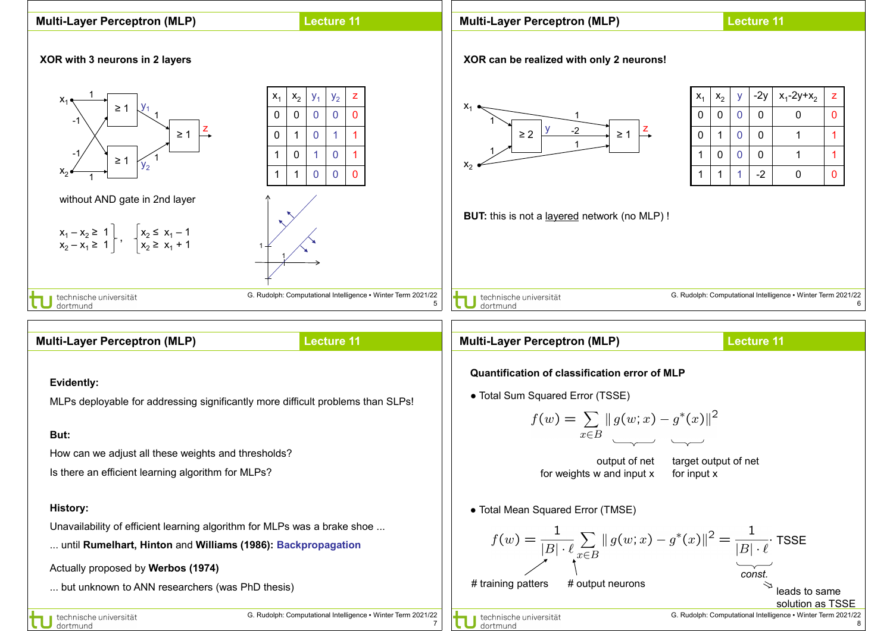## Multi-Layer Perceptron (MLP) — Lecture 11

**XOR with 3 neurons in 2 layers**

| $x_1$ | $x_2$ | $y_1$ | $y_2$ | z |
|---|---|---|---|---|
| 0 | 0 | 0 | 0 | 0 |
| 0 | 1 | 0 | 1 | 1 |
| 1 | 0 | 1 | 0 | 1 |
| 1 | 1 | 0 | 0 | 0 |

without AND gate in 2nd layer

$$\left.\begin{array}{l} x_1 - x_2 \geq 1 \\ x_2 - x_1 \geq 1 \end{array}\right\} , \quad \left\{\begin{array}{l} x_2 \leq x_1 - 1 \\ x_2 \geq x_1 + 1 \end{array}\right.$$

## Multi-Layer Perceptron (MLP) — Lecture 11

**XOR can be realized with only 2 neurons!**

| $x_1$ | $x_2$ | y | -2y | $x_1$-2y+$x_2$ | z |
|---|---|---|---|---|---|
| 0 | 0 | 0 | 0 | 0 | 0 |
| 0 | 1 | 0 | 0 | 1 | 1 |
| 1 | 0 | 0 | 0 | 1 | 1 |
| 1 | 1 | 1 | -2 | 0 | 0 |

**BUT:** this is not a layered network (no MLP) !

## Multi-Layer Perceptron (MLP) — Lecture 11

**Evidently:**

MLPs deployable for addressing significantly more difficult problems than SLPs!

**But:**

How can we adjust all these weights and thresholds?

Is there an efficient learning algorithm for MLPs?

**History:**

Unavailability of efficient learning algorithm for MLPs was a brake shoe ...

... until **Rumelhart, Hinton** and **Williams (1986): Backpropagation**

Actually proposed by **Werbos (1974)**

... but unknown to ANN researchers (was PhD thesis)

## Multi-Layer Perceptron (MLP) — Lecture 11

**Quantification of classification error of MLP**

- Total Sum Squared Error (TSSE)

$$f(w) = \sum_{x \in B} \| \underbrace{g(w;x)}_{\text{output of net for weights w and input x}} - \underbrace{g^*(x)}_{\text{target output of net for input x}} \|^2$$

- Total Mean Squared Error (TMSE)

$$f(w) = \frac{1}{|B| \cdot \ell} \sum_{x \in B} \| g(w;x) - g^*(x) \|^2 = \underbrace{\frac{1}{|B| \cdot \ell}}_{\text{const.}} \cdot \text{TSSE}$$

$|B|$: # training patters; $\ell$: # output neurons

const. ⇒ leads to same solution as TSSE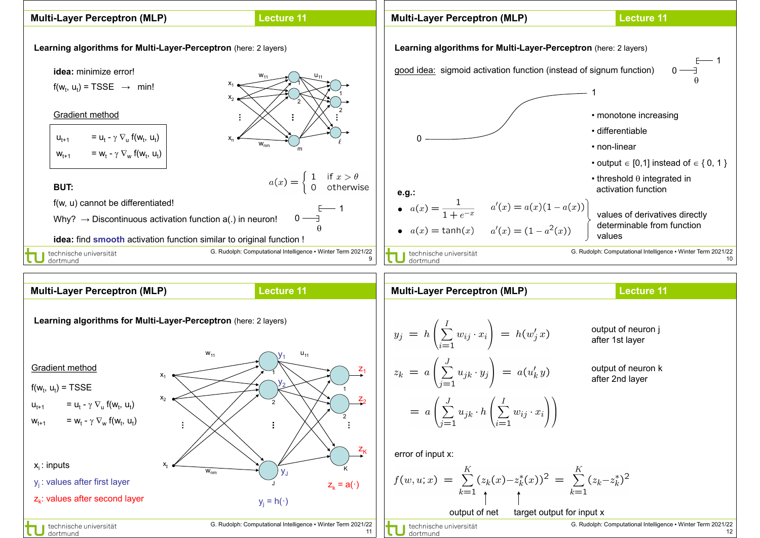## Multi-Layer Perceptron (MLP) — Lecture 11

### Learning algorithms for Multi-Layer-Perceptron (here: 2 layers)

**idea:** minimize error!

$f(w_t, u_t)$ = TSSE $\rightarrow$ min!

Gradient method

$$u_{t+1} = u_t - \gamma \nabla_u f(w_t, u_t)$$
$$w_{t+1} = w_t - \gamma \nabla_w f(w_t, u_t)$$

$$a(x) = \begin{cases} 1 & \text{if } x > \theta \\ 0 & \text{otherwise} \end{cases}$$

**BUT:**

f(w, u) cannot be differentiated!

Why? → Discontinuous activation function a(.) in neuron!

**idea:** find **smooth** activation function similar to original function !

## Multi-Layer Perceptron (MLP) — Lecture 11

### Learning algorithms for Multi-Layer-Perceptron (here: 2 layers)

good idea: sigmoid activation function (instead of signum function)

- monotone increasing
- differentiable
- non-linear
- output $\in$ [0,1] instead of $\in$ { 0, 1 }
- threshold $\theta$ integrated in activation function

e.g.:

- $a(x) = \dfrac{1}{1+e^{-x}}$ $\quad a'(x) = a(x)(1 - a(x))$
- $a(x) = \tanh(x)$ $\quad a'(x) = (1 - a^2(x))$

values of derivatives directly determinable from function values

## Multi-Layer Perceptron (MLP) — Lecture 11

### Learning algorithms for Multi-Layer-Perceptron (here: 2 layers)

Gradient method

$f(w_t, u_t)$ = TSSE

$$u_{t+1} = u_t - \gamma \nabla_u f(w_t, u_t)$$
$$w_{t+1} = w_t - \gamma \nabla_w f(w_t, u_t)$$

$x_i$ : inputs

$y_j$ : values after first layer

$z_k$: values after second layer

$y_j = h(\cdot)$

$z_k = a(\cdot)$

## Multi-Layer Perceptron (MLP) — Lecture 11

$$y_j = h\left(\sum_{i=1}^{I} w_{ij} \cdot x_i\right) = h(w_j' x)$$

output of neuron j after 1st layer

$$z_k = a\left(\sum_{j=1}^{J} u_{jk} \cdot y_j\right) = a(u_k' y)$$

output of neuron k after 2nd layer

$$= a\left(\sum_{j=1}^{J} u_{jk} \cdot h\left(\sum_{i=1}^{I} w_{ij} \cdot x_i\right)\right)$$

error of input x:

$$f(w, u; x) = \sum_{k=1}^{K} (z_k(x) - z_k^*(x))^2 = \sum_{k=1}^{K} (z_k - z_k^*)^2$$

$z_k(x)$: output of net; $z_k^*(x)$: target output for input x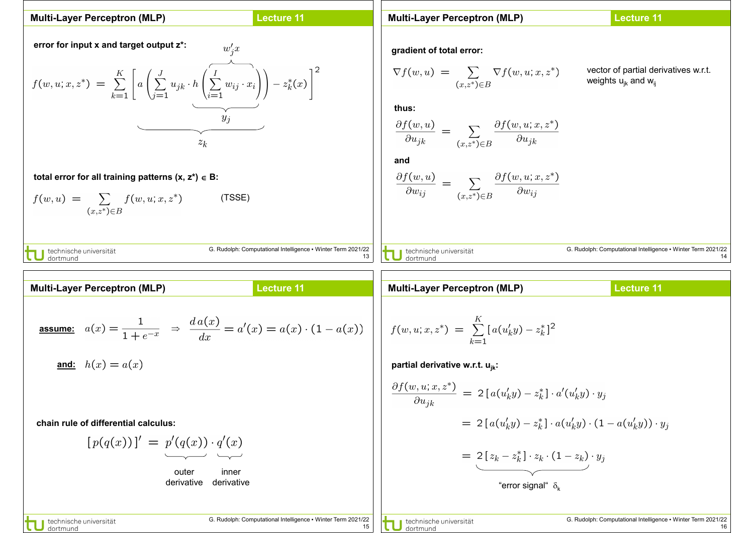## Multi-Layer Perceptron (MLP) — Lecture 11

**error for input x and target output z\*:**

$$f(w,u;x,z^*) = \sum_{k=1}^{K} \left[ a\left( \sum_{j=1}^{J} u_{jk} \cdot h\left( \underbrace{\overbrace{\sum_{i=1}^{I} w_{ij} \cdot x_i}^{w_j' x}}_{y_j} \right) \right) - z_k^*(x) \right]^2$$

where the term $a\left( \sum_{j=1}^{J} u_{jk} \cdot h(\cdot) \right)$ is $z_k$.

**total error for all training patterns (x, z\*) ∈ B:**

$$f(w,u) = \sum_{(x,z^*) \in B} f(w,u;x,z^*) \qquad \text{(TSSE)}$$

## Multi-Layer Perceptron (MLP) — Lecture 11

**gradient of total error:**

$$\nabla f(w,u) = \sum_{(x,z^*) \in B} \nabla f(w,u;x,z^*)$$

vector of partial derivatives w.r.t. weights $u_{jk}$ and $w_{ij}$

**thus:**

$$\frac{\partial f(w,u)}{\partial u_{jk}} = \sum_{(x,z^*) \in B} \frac{\partial f(w,u;x,z^*)}{\partial u_{jk}}$$

**and**

$$\frac{\partial f(w,u)}{\partial w_{ij}} = \sum_{(x,z^*) \in B} \frac{\partial f(w,u;x,z^*)}{\partial w_{ij}}$$

## Multi-Layer Perceptron (MLP) — Lecture 11

**assume:** $a(x) = \dfrac{1}{1+e^{-x}} \;\Rightarrow\; \dfrac{d\,a(x)}{dx} = a'(x) = a(x) \cdot (1 - a(x))$

**and:** $h(x) = a(x)$

**chain rule of differential calculus:**

$$[\,p(q(x))\,]' = \underbrace{p'(q(x))}_{\text{outer derivative}} \cdot \underbrace{q'(x)}_{\text{inner derivative}}$$

## Multi-Layer Perceptron (MLP) — Lecture 11

$$f(w,u;x,z^*) = \sum_{k=1}^{K} [\,a(u_k' y) - z_k^*\,]^2$$

**partial derivative w.r.t. $u_{jk}$:**

$$\begin{aligned}
\frac{\partial f(w,u;x,z^*)}{\partial u_{jk}} &= 2\,[\,a(u_k' y) - z_k^*\,] \cdot a'(u_k' y) \cdot y_j \\
&= 2\,[\,a(u_k' y) - z_k^*\,] \cdot a(u_k' y) \cdot (1 - a(u_k' y)) \cdot y_j \\
&= \underbrace{2\,[\,z_k - z_k^*\,] \cdot z_k \cdot (1 - z_k)}_{\text{"error signal" } \delta_k} \cdot y_j
\end{aligned}$$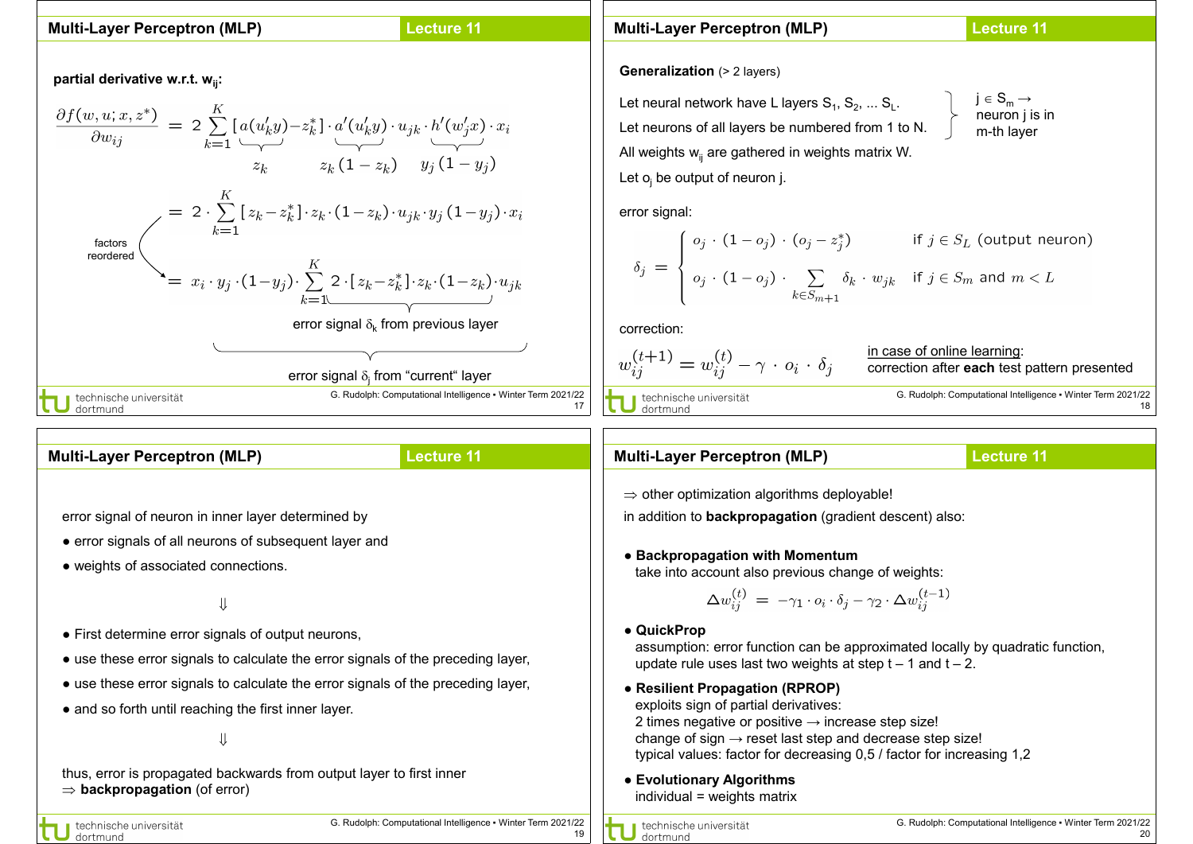## Multi-Layer Perceptron (MLP)

**partial derivative w.r.t. $w_{ij}$:**

$$\frac{\partial f(w,u;x,z^*)}{\partial w_{ij}} = 2\sum_{k=1}^{K}[\underbrace{a(u_k'y)}_{z_k}-z_k^*]\cdot\underbrace{a'(u_k'y)}_{z_k(1-z_k)}\cdot u_{jk}\cdot\underbrace{h'(w_j'x)}_{y_j(1-y_j)}\cdot x_i$$

$$= 2\cdot\sum_{k=1}^{K}[z_k-z_k^*]\cdot z_k\cdot(1-z_k)\cdot u_{jk}\cdot y_j(1-y_j)\cdot x_i$$

factors reordered

$$= \underbrace{x_i\cdot y_j\cdot(1-y_j)\cdot\sum_{k=1}^{K}\underbrace{2\cdot[z_k-z_k^*]\cdot z_k\cdot(1-z_k)}_{\text{error signal } \delta_k \text{ from previous layer}}\cdot u_{jk}}_{\text{error signal } \delta_j \text{ from "current" layer}}$$

## Multi-Layer Perceptron (MLP)

**Generalization** (> 2 layers)

Let neural network have L layers $S_1, S_2, \ldots S_L$.

Let neurons of all layers be numbered from 1 to N.

$j \in S_m \rightarrow$ neuron j is in m-th layer

All weights $w_{ij}$ are gathered in weights matrix W.

Let $o_j$ be output of neuron j.

error signal:

$$\delta_j = \begin{cases} o_j\cdot(1-o_j)\cdot(o_j-z_j^*) & \text{if } j\in S_L \text{ (output neuron)} \\ o_j\cdot(1-o_j)\cdot\sum\limits_{k\in S_{m+1}}\delta_k\cdot w_{jk} & \text{if } j\in S_m \text{ and } m<L \end{cases}$$

correction:

$$w_{ij}^{(t+1)} = w_{ij}^{(t)} - \gamma\cdot o_i\cdot\delta_j$$

in case of online learning:
correction after **each** test pattern presented

## Multi-Layer Perceptron (MLP)

error signal of neuron in inner layer determined by

- error signals of all neurons of subsequent layer and
- weights of associated connections.

⇓

- First determine error signals of output neurons,
- use these error signals to calculate the error signals of the preceding layer,
- use these error signals to calculate the error signals of the preceding layer,
- and so forth until reaching the first inner layer.

⇓

thus, error is propagated backwards from output layer to first inner
⇒ **backpropagation** (of error)

## Multi-Layer Perceptron (MLP)

⇒ other optimization algorithms deployable!

in addition to **backpropagation** (gradient descent) also:

- **Backpropagation with Momentum**
  take into account also previous change of weights:

$$\Delta w_{ij}^{(t)} = -\gamma_1\cdot o_i\cdot\delta_j - \gamma_2\cdot\Delta w_{ij}^{(t-1)}$$

- **QuickProp**
  assumption: error function can be approximated locally by quadratic function, update rule uses last two weights at step t – 1 and t – 2.
- **Resilient Propagation (RPROP)**
  exploits sign of partial derivatives:
  2 times negative or positive → increase step size!
  change of sign → reset last step and decrease step size!
  typical values: factor for decreasing 0,5 / factor for increasing 1,2
- **Evolutionary Algorithms**
  individual = weights matrix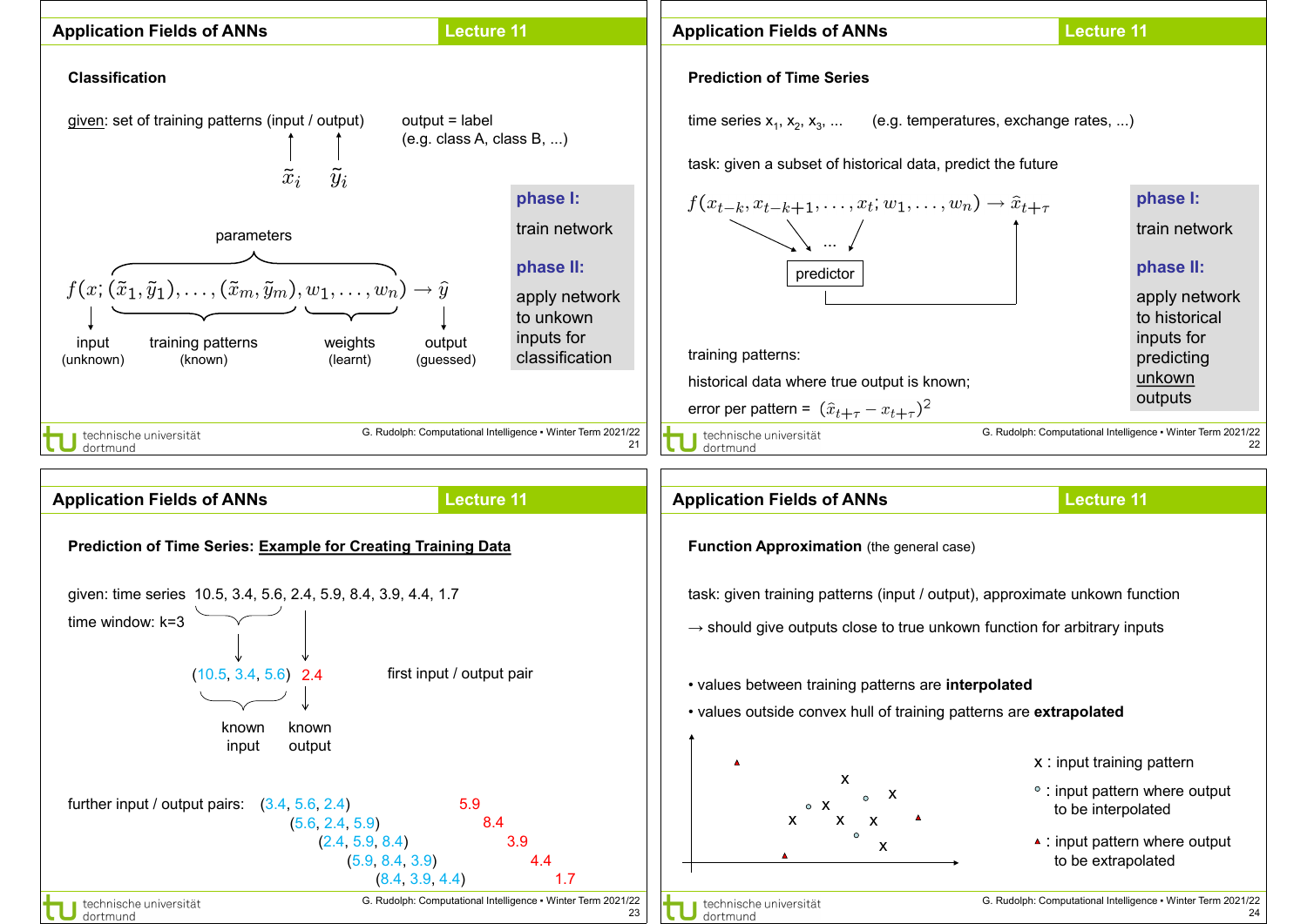## Application Fields of ANNs

### Classification

given: set of training patterns (input / output) output = label (e.g. class A, class B, ...)

$\tilde{x}_i$ $\tilde{y}_i$

parameters

$$f(x; (\tilde{x}_1, \tilde{y}_1), \ldots, (\tilde{x}_m, \tilde{y}_m), w_1, \ldots, w_n) \rightarrow \hat{y}$$

input (unknown) — training patterns (known) — weights (learnt) — output (guessed)

**phase I:** train network

**phase II:** apply network to unkown inputs for classification

## Application Fields of ANNs

### Prediction of Time Series

time series $x_1, x_2, x_3, \ldots$ (e.g. temperatures, exchange rates, ...)

task: given a subset of historical data, predict the future

$$f(x_{t-k}, x_{t-k+1}, \ldots, x_t; w_1, \ldots, w_n) \rightarrow \hat{x}_{t+\tau}$$

predictor

training patterns:

historical data where true output is known;

error per pattern = $(\hat{x}_{t+\tau} - x_{t+\tau})^2$

**phase I:** train network

**phase II:** apply network to historical inputs for predicting unkown outputs

## Application Fields of ANNs

### Prediction of Time Series: Example for Creating Training Data

given: time series 10.5, 3.4, 5.6, 2.4, 5.9, 8.4, 3.9, 4.4, 1.7

time window: k=3

(10.5, 3.4, 5.6) 2.4 — first input / output pair

known input — known output

further input / output pairs:

(3.4, 5.6, 2.4) 5.9
(5.6, 2.4, 5.9) 8.4
(2.4, 5.9, 8.4) 3.9
(5.9, 8.4, 3.9) 4.4
(8.4, 3.9, 4.4) 1.7

## Application Fields of ANNs

### Function Approximation (the general case)

task: given training patterns (input / output), approximate unkown function

→ should give outputs close to true unkown function for arbitrary inputs

- values between training patterns are **interpolated**
- values outside convex hull of training patterns are **extrapolated**

x : input training pattern

○ : input pattern where output to be interpolated

▲ : input pattern where output to be extrapolated